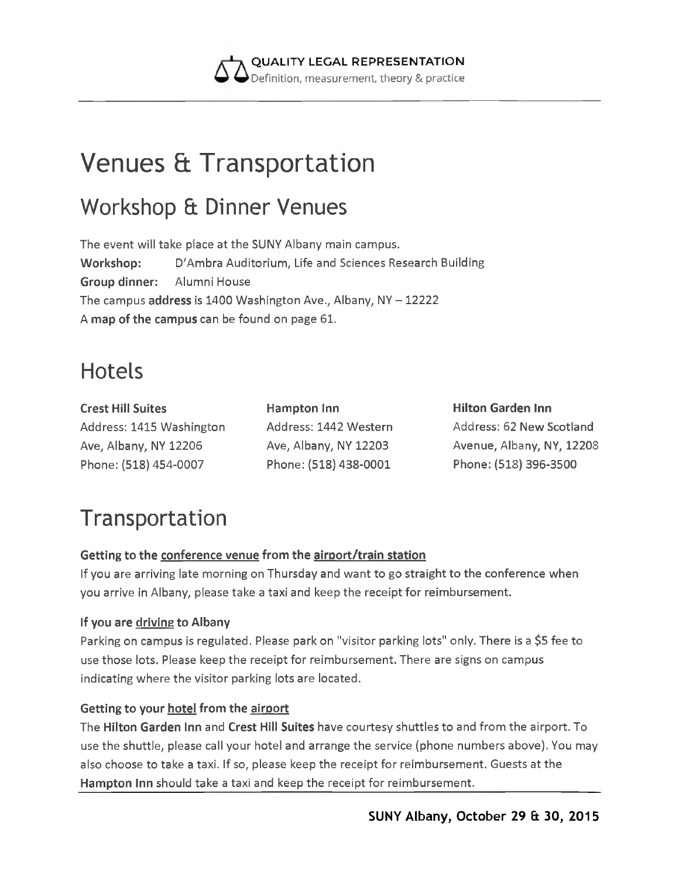# Venues & Transportation

## Workshop & Dinner Venues

The event will take place at the SUNY Albany main campus.

**Workshop:** D'Ambra Auditorium, Life and Sciences Research Building

**Group dinner:** Alumni House

The campus **address** is 1400 Washington Ave., Albany, NY – 12222

A **map of the campus** can be found on page 61.

## Hotels

**Crest Hill Suites**
Address: 1415 Washington Ave, Albany, NY 12206
Phone: (518) 454-0007

**Hampton Inn**
Address: 1442 Western Ave, Albany, NY 12203
Phone: (518) 438-0001

**Hilton Garden Inn**
Address: 62 New Scotland Avenue, Albany, NY, 12208
Phone: (518) 396-3500

## Transportation

**Getting to the conference venue from the airport/train station**

If you are arriving late morning on Thursday and want to go straight to the conference when you arrive in Albany, please take a taxi and keep the receipt for reimbursement.

**If you are driving to Albany**

Parking on campus is regulated. Please park on "visitor parking lots" only. There is a $5 fee to use those lots. Please keep the receipt for reimbursement. There are signs on campus indicating where the visitor parking lots are located.

**Getting to your hotel from the airport**

The **Hilton Garden Inn** and **Crest Hill Suites** have courtesy shuttles to and from the airport. To use the shuttle, please call your hotel and arrange the service (phone numbers above). You may also choose to take a taxi. If so, please keep the receipt for reimbursement. Guests at the **Hampton Inn** should take a taxi and keep the receipt for reimbursement.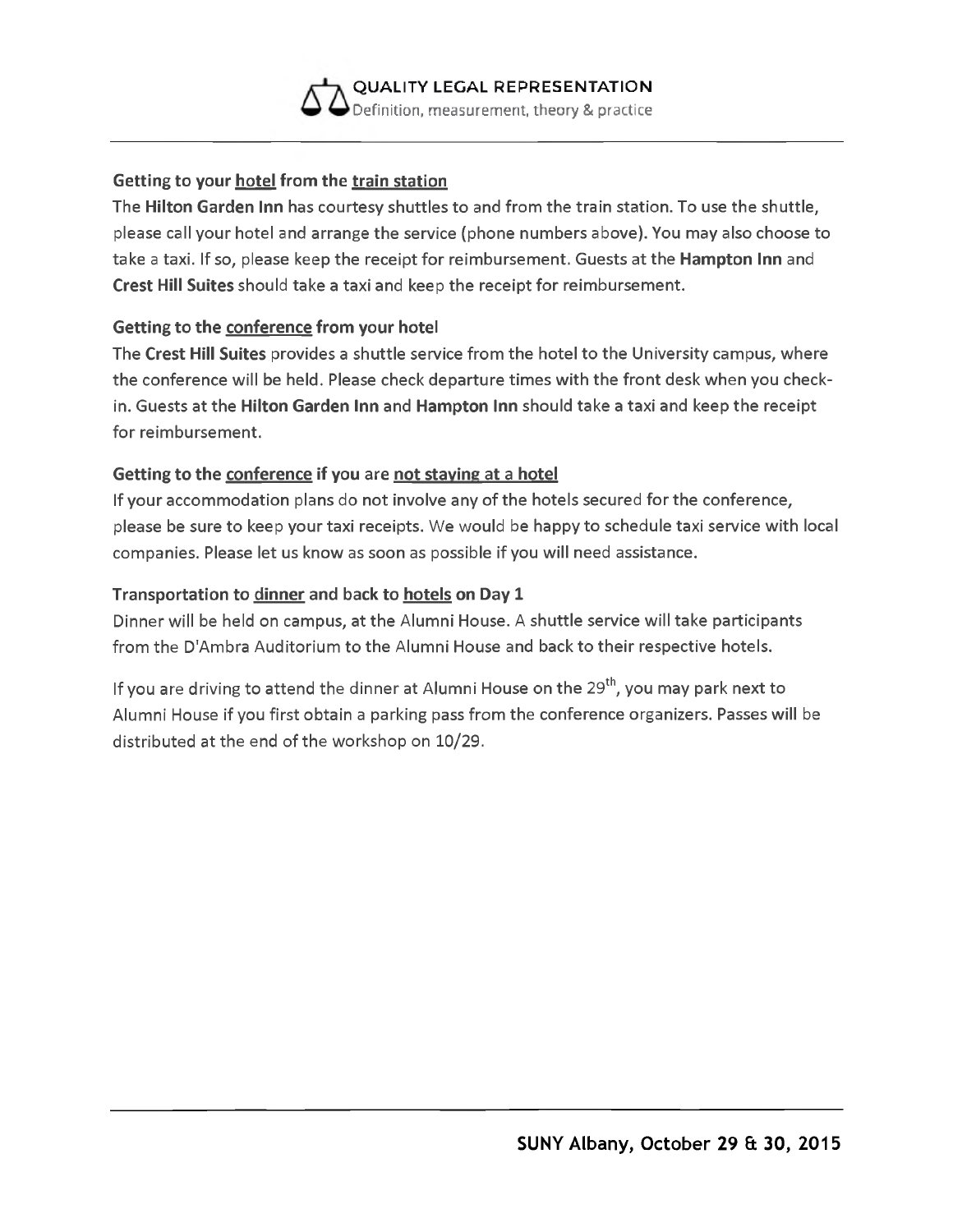## Getting to your hotel from the train station

The **Hilton Garden Inn** has courtesy shuttles to and from the train station. To use the shuttle, please call your hotel and arrange the service (phone numbers above). You may also choose to take a taxi. If so, please keep the receipt for reimbursement. Guests at the **Hampton Inn** and **Crest Hill Suites** should take a taxi and keep the receipt for reimbursement.

## Getting to the conference from your hotel

The **Crest Hill Suites** provides a shuttle service from the hotel to the University campus, where the conference will be held. Please check departure times with the front desk when you check-in. Guests at the **Hilton Garden Inn** and **Hampton Inn** should take a taxi and keep the receipt for reimbursement.

## Getting to the conference if you are not staying at a hotel

If your accommodation plans do not involve any of the hotels secured for the conference, please be sure to keep your taxi receipts. We would be happy to schedule taxi service with local companies. Please let us know as soon as possible if you will need assistance.

## Transportation to dinner and back to hotels on Day 1

Dinner will be held on campus, at the Alumni House. A shuttle service will take participants from the D'Ambra Auditorium to the Alumni House and back to their respective hotels.

If you are driving to attend the dinner at Alumni House on the 29th, you may park next to Alumni House if you first obtain a parking pass from the conference organizers. Passes will be distributed at the end of the workshop on 10/29.